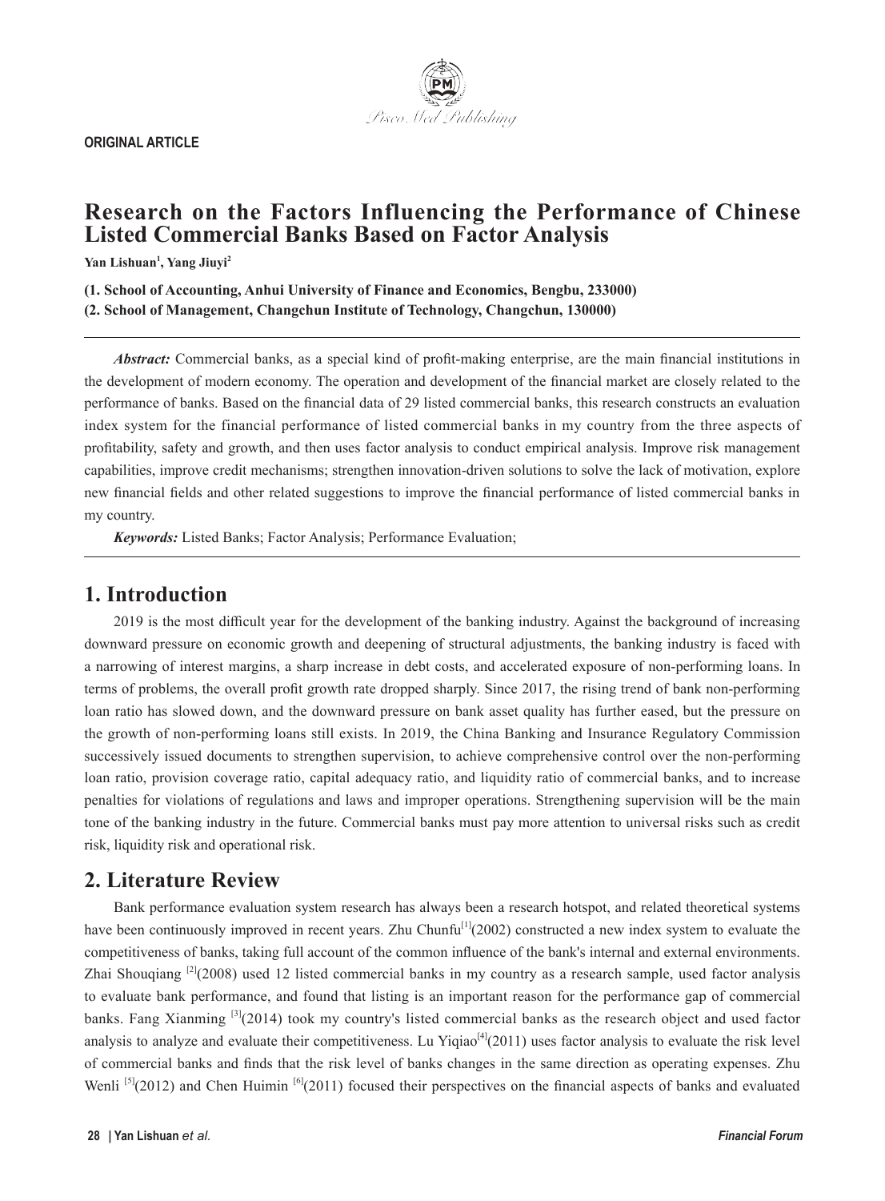ORIGINAL ARTICLE

# Research on the Factors Influencing the Performance of Chinese Listed Commercial Banks Based on Factor Analysis

**Yan Lishuan[1], Yang Jiuyi[2]**

**(1. School of Accounting, Anhui University of Finance and Economics, Bengbu, 233000)**
**(2. School of Management, Changchun Institute of Technology, Changchun, 130000)**

***Abstract:*** Commercial banks, as a special kind of profit-making enterprise, are the main financial institutions in the development of modern economy. The operation and development of the financial market are closely related to the performance of banks. Based on the financial data of 29 listed commercial banks, this research constructs an evaluation index system for the financial performance of listed commercial banks in my country from the three aspects of profitability, safety and growth, and then uses factor analysis to conduct empirical analysis. Improve risk management capabilities, improve credit mechanisms; strengthen innovation-driven solutions to solve the lack of motivation, explore new financial fields and other related suggestions to improve the financial performance of listed commercial banks in my country.

***Keywords:*** Listed Banks; Factor Analysis; Performance Evaluation;

## 1. Introduction

2019 is the most difficult year for the development of the banking industry. Against the background of increasing downward pressure on economic growth and deepening of structural adjustments, the banking industry is faced with a narrowing of interest margins, a sharp increase in debt costs, and accelerated exposure of non-performing loans. In terms of problems, the overall profit growth rate dropped sharply. Since 2017, the rising trend of bank non-performing loan ratio has slowed down, and the downward pressure on bank asset quality has further eased, but the pressure on the growth of non-performing loans still exists. In 2019, the China Banking and Insurance Regulatory Commission successively issued documents to strengthen supervision, to achieve comprehensive control over the non-performing loan ratio, provision coverage ratio, capital adequacy ratio, and liquidity ratio of commercial banks, and to increase penalties for violations of regulations and laws and improper operations. Strengthening supervision will be the main tone of the banking industry in the future. Commercial banks must pay more attention to universal risks such as credit risk, liquidity risk and operational risk.

## 2. Literature Review

Bank performance evaluation system research has always been a research hotspot, and related theoretical systems have been continuously improved in recent years. Zhu Chunfu[1](2002) constructed a new index system to evaluate the competitiveness of banks, taking full account of the common influence of the bank's internal and external environments. Zhai Shouqiang [2](2008) used 12 listed commercial banks in my country as a research sample, used factor analysis to evaluate bank performance, and found that listing is an important reason for the performance gap of commercial banks. Fang Xianming [3](2014) took my country's listed commercial banks as the research object and used factor analysis to analyze and evaluate their competitiveness. Lu Yiqiao[4](2011) uses factor analysis to evaluate the risk level of commercial banks and finds that the risk level of banks changes in the same direction as operating expenses. Zhu Wenli [5](2012) and Chen Huimin [6](2011) focused their perspectives on the financial aspects of banks and evaluated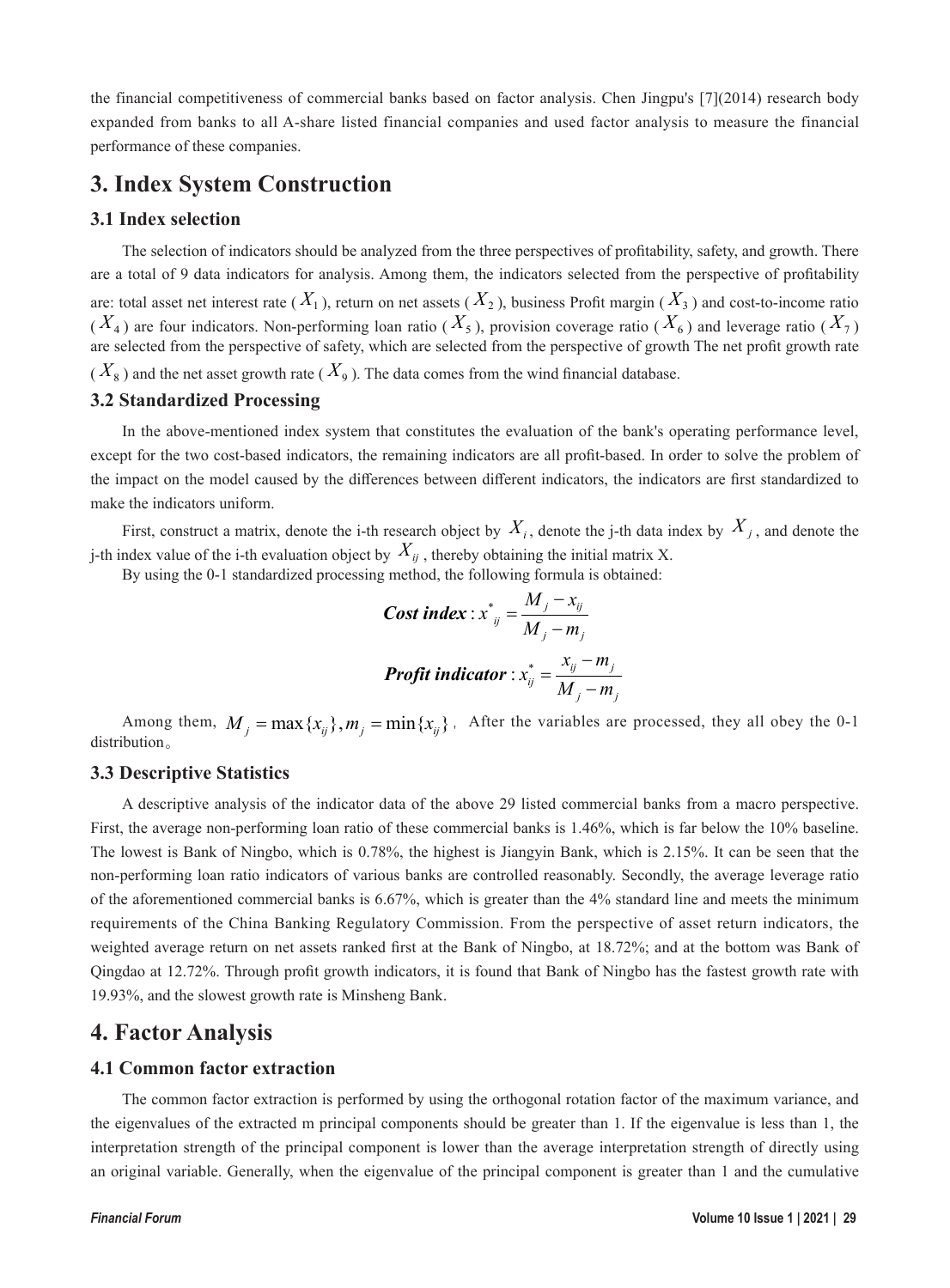the financial competitiveness of commercial banks based on factor analysis. Chen Jingpu's [7](2014) research body expanded from banks to all A-share listed financial companies and used factor analysis to measure the financial performance of these companies.

# 3. Index System Construction

## 3.1 Index selection

The selection of indicators should be analyzed from the three perspectives of profitability, safety, and growth. There are a total of 9 data indicators for analysis. Among them, the indicators selected from the perspective of profitability are: total asset net interest rate ($X_1$), return on net assets ($X_2$), business Profit margin ($X_3$) and cost-to-income ratio ($X_4$) are four indicators. Non-performing loan ratio ($X_5$), provision coverage ratio ($X_6$) and leverage ratio ($X_7$) are selected from the perspective of safety, which are selected from the perspective of growth The net profit growth rate ($X_8$) and the net asset growth rate ($X_9$). The data comes from the wind financial database.

## 3.2 Standardized Processing

In the above-mentioned index system that constitutes the evaluation of the bank's operating performance level, except for the two cost-based indicators, the remaining indicators are all profit-based. In order to solve the problem of the impact on the model caused by the differences between different indicators, the indicators are first standardized to make the indicators uniform.

First, construct a matrix, denote the i-th research object by $X_i$, denote the j-th data index by $X_j$, and denote the j-th index value of the i-th evaluation object by $X_{ij}$, thereby obtaining the initial matrix X.

By using the 0-1 standardized processing method, the following formula is obtained:

$$\textbf{\textit{Cost index}}: x^*_{ij} = \frac{M_j - x_{ij}}{M_j - m_j}$$

$$\textbf{\textit{Profit indicator}}: x^*_{ij} = \frac{x_{ij} - m_j}{M_j - m_j}$$

Among them, $M_j = \max\{x_{ij}\}, m_j = \min\{x_{ij}\}$, After the variables are processed, they all obey the 0-1 distribution。

## 3.3 Descriptive Statistics

A descriptive analysis of the indicator data of the above 29 listed commercial banks from a macro perspective. First, the average non-performing loan ratio of these commercial banks is 1.46%, which is far below the 10% baseline. The lowest is Bank of Ningbo, which is 0.78%, the highest is Jiangyin Bank, which is 2.15%. It can be seen that the non-performing loan ratio indicators of various banks are controlled reasonably. Secondly, the average leverage ratio of the aforementioned commercial banks is 6.67%, which is greater than the 4% standard line and meets the minimum requirements of the China Banking Regulatory Commission. From the perspective of asset return indicators, the weighted average return on net assets ranked first at the Bank of Ningbo, at 18.72%; and at the bottom was Bank of Qingdao at 12.72%. Through profit growth indicators, it is found that Bank of Ningbo has the fastest growth rate with 19.93%, and the slowest growth rate is Minsheng Bank.

# 4. Factor Analysis

## 4.1 Common factor extraction

The common factor extraction is performed by using the orthogonal rotation factor of the maximum variance, and the eigenvalues of the extracted m principal components should be greater than 1. If the eigenvalue is less than 1, the interpretation strength of the principal component is lower than the average interpretation strength of directly using an original variable. Generally, when the eigenvalue of the principal component is greater than 1 and the cumulative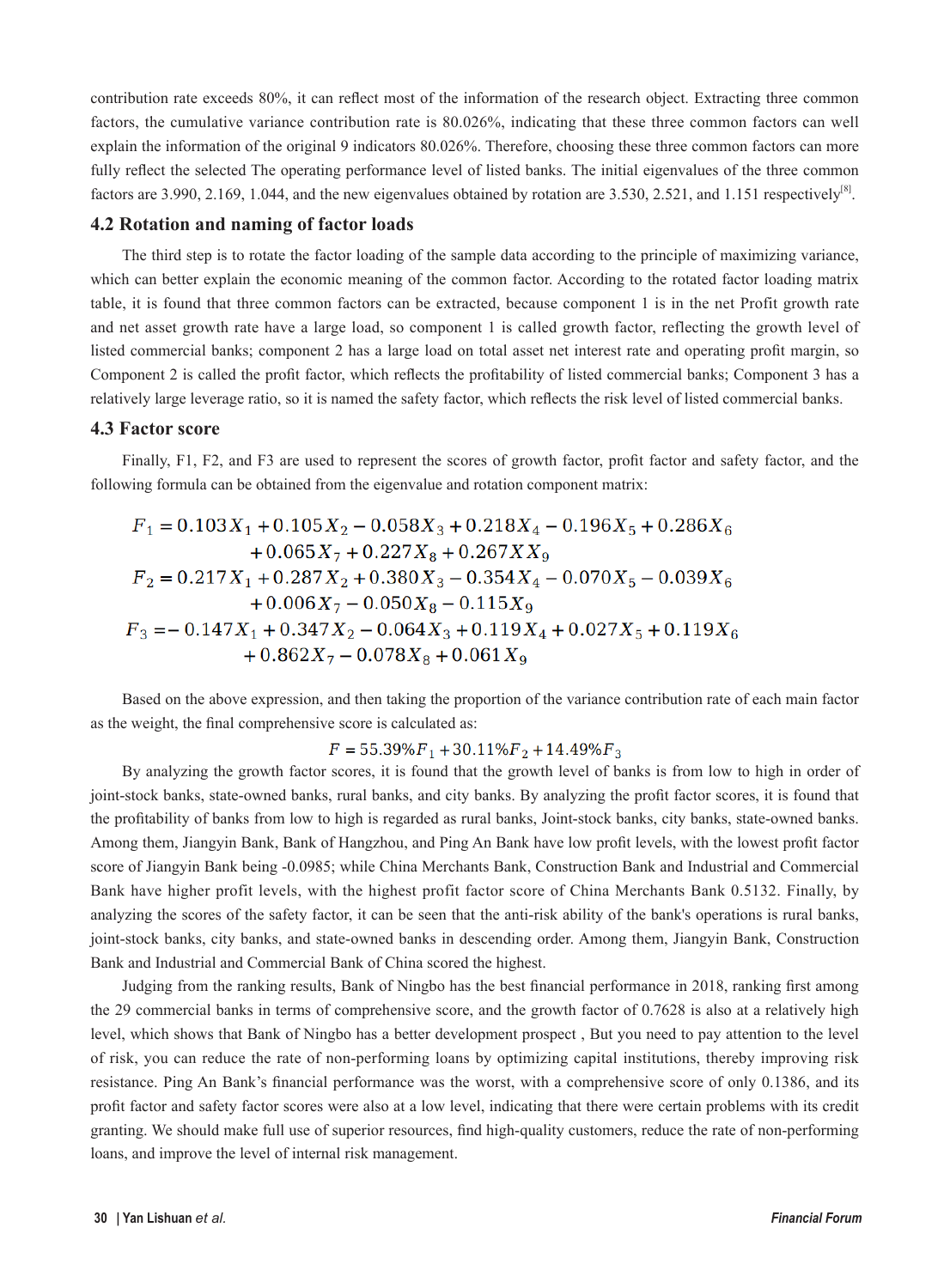contribution rate exceeds 80%, it can reflect most of the information of the research object. Extracting three common factors, the cumulative variance contribution rate is 80.026%, indicating that these three common factors can well explain the information of the original 9 indicators 80.026%. Therefore, choosing these three common factors can more fully reflect the selected The operating performance level of listed banks. The initial eigenvalues of the three common factors are 3.990, 2.169, 1.044, and the new eigenvalues obtained by rotation are 3.530, 2.521, and 1.151 respectively[8].

### 4.2 Rotation and naming of factor loads

The third step is to rotate the factor loading of the sample data according to the principle of maximizing variance, which can better explain the economic meaning of the common factor. According to the rotated factor loading matrix table, it is found that three common factors can be extracted, because component 1 is in the net Profit growth rate and net asset growth rate have a large load, so component 1 is called growth factor, reflecting the growth level of listed commercial banks; component 2 has a large load on total asset net interest rate and operating profit margin, so Component 2 is called the profit factor, which reflects the profitability of listed commercial banks; Component 3 has a relatively large leverage ratio, so it is named the safety factor, which reflects the risk level of listed commercial banks.

### 4.3 Factor score

Finally, F1, F2, and F3 are used to represent the scores of growth factor, profit factor and safety factor, and the following formula can be obtained from the eigenvalue and rotation component matrix:

$$
\begin{aligned}
F_1 &= 0.103X_1 + 0.105X_2 - 0.058X_3 + 0.218X_4 - 0.196X_5 + 0.286X_6 \\
&\quad + 0.065X_7 + 0.227X_8 + 0.267XX_9 \\
F_2 &= 0.217X_1 + 0.287X_2 + 0.380X_3 - 0.354X_4 - 0.070X_5 - 0.039X_6 \\
&\quad + 0.006X_7 - 0.050X_8 - 0.115X_9 \\
F_3 &= -0.147X_1 + 0.347X_2 - 0.064X_3 + 0.119X_4 + 0.027X_5 + 0.119X_6 \\
&\quad + 0.862X_7 - 0.078X_8 + 0.061X_9
\end{aligned}
$$

Based on the above expression, and then taking the proportion of the variance contribution rate of each main factor as the weight, the final comprehensive score is calculated as:

$$F = 55.39\%F_1 + 30.11\%F_2 + 14.49\%F_3$$

By analyzing the growth factor scores, it is found that the growth level of banks is from low to high in order of joint-stock banks, state-owned banks, rural banks, and city banks. By analyzing the profit factor scores, it is found that the profitability of banks from low to high is regarded as rural banks, Joint-stock banks, city banks, state-owned banks. Among them, Jiangyin Bank, Bank of Hangzhou, and Ping An Bank have low profit levels, with the lowest profit factor score of Jiangyin Bank being -0.0985; while China Merchants Bank, Construction Bank and Industrial and Commercial Bank have higher profit levels, with the highest profit factor score of China Merchants Bank 0.5132. Finally, by analyzing the scores of the safety factor, it can be seen that the anti-risk ability of the bank's operations is rural banks, joint-stock banks, city banks, and state-owned banks in descending order. Among them, Jiangyin Bank, Construction Bank and Industrial and Commercial Bank of China scored the highest.

Judging from the ranking results, Bank of Ningbo has the best financial performance in 2018, ranking first among the 29 commercial banks in terms of comprehensive score, and the growth factor of 0.7628 is also at a relatively high level, which shows that Bank of Ningbo has a better development prospect , But you need to pay attention to the level of risk, you can reduce the rate of non-performing loans by optimizing capital institutions, thereby improving risk resistance. Ping An Bank's financial performance was the worst, with a comprehensive score of only 0.1386, and its profit factor and safety factor scores were also at a low level, indicating that there were certain problems with its credit granting. We should make full use of superior resources, find high-quality customers, reduce the rate of non-performing loans, and improve the level of internal risk management.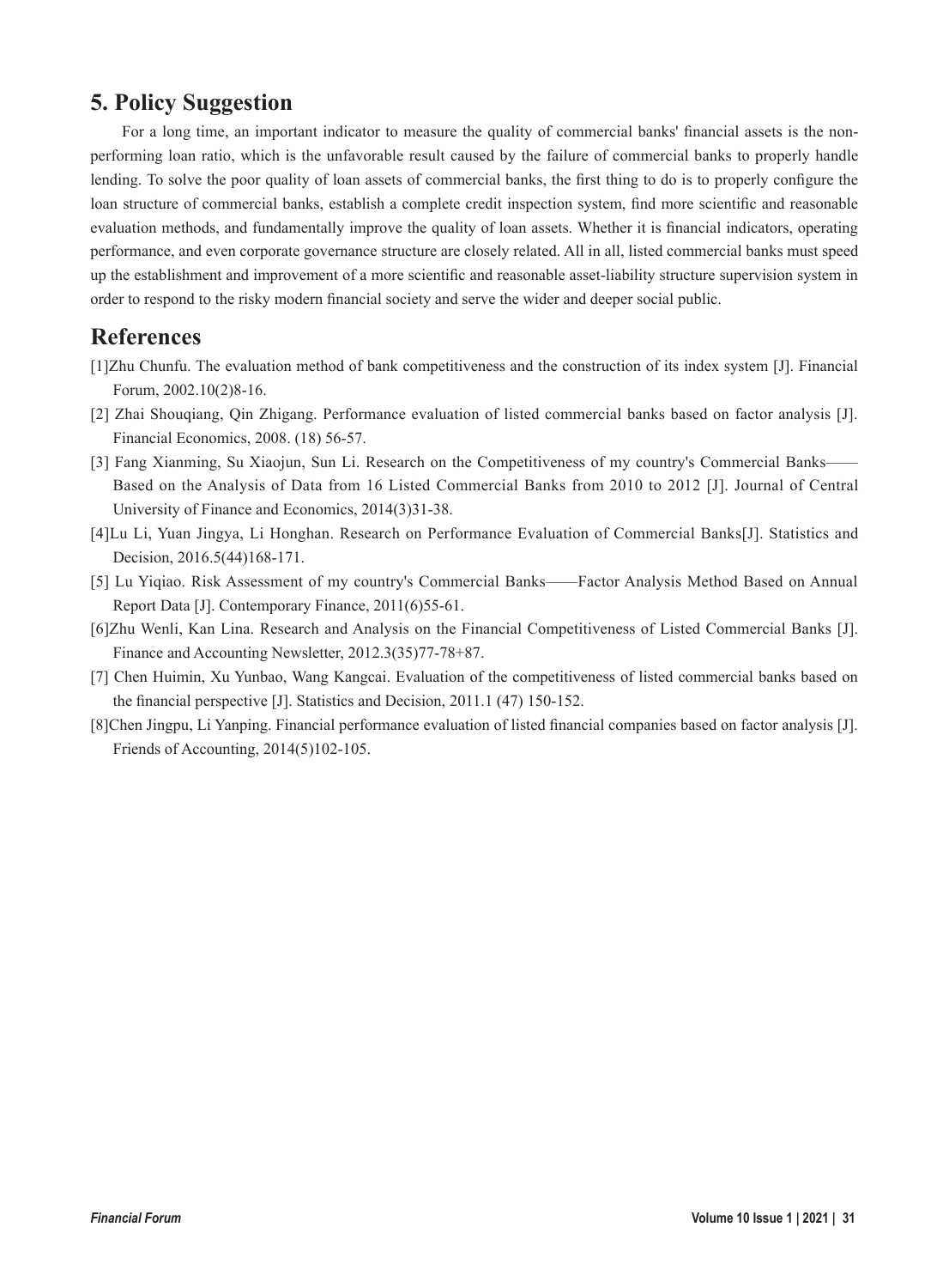## 5. Policy Suggestion

For a long time, an important indicator to measure the quality of commercial banks' financial assets is the non-performing loan ratio, which is the unfavorable result caused by the failure of commercial banks to properly handle lending. To solve the poor quality of loan assets of commercial banks, the first thing to do is to properly configure the loan structure of commercial banks, establish a complete credit inspection system, find more scientific and reasonable evaluation methods, and fundamentally improve the quality of loan assets. Whether it is financial indicators, operating performance, and even corporate governance structure are closely related. All in all, listed commercial banks must speed up the establishment and improvement of a more scientific and reasonable asset-liability structure supervision system in order to respond to the risky modern financial society and serve the wider and deeper social public.

## References

[1]Zhu Chunfu. The evaluation method of bank competitiveness and the construction of its index system [J]. Financial Forum, 2002.10(2)8-16.

[2] Zhai Shouqiang, Qin Zhigang. Performance evaluation of listed commercial banks based on factor analysis [J]. Financial Economics, 2008. (18) 56-57.

[3] Fang Xianming, Su Xiaojun, Sun Li. Research on the Competitiveness of my country's Commercial Banks——Based on the Analysis of Data from 16 Listed Commercial Banks from 2010 to 2012 [J]. Journal of Central University of Finance and Economics, 2014(3)31-38.

[4]Lu Li, Yuan Jingya, Li Honghan. Research on Performance Evaluation of Commercial Banks[J]. Statistics and Decision, 2016.5(44)168-171.

[5] Lu Yiqiao. Risk Assessment of my country's Commercial Banks——Factor Analysis Method Based on Annual Report Data [J]. Contemporary Finance, 2011(6)55-61.

[6]Zhu Wenli, Kan Lina. Research and Analysis on the Financial Competitiveness of Listed Commercial Banks [J]. Finance and Accounting Newsletter, 2012.3(35)77-78+87.

[7] Chen Huimin, Xu Yunbao, Wang Kangcai. Evaluation of the competitiveness of listed commercial banks based on the financial perspective [J]. Statistics and Decision, 2011.1 (47) 150-152.

[8]Chen Jingpu, Li Yanping. Financial performance evaluation of listed financial companies based on factor analysis [J]. Friends of Accounting, 2014(5)102-105.